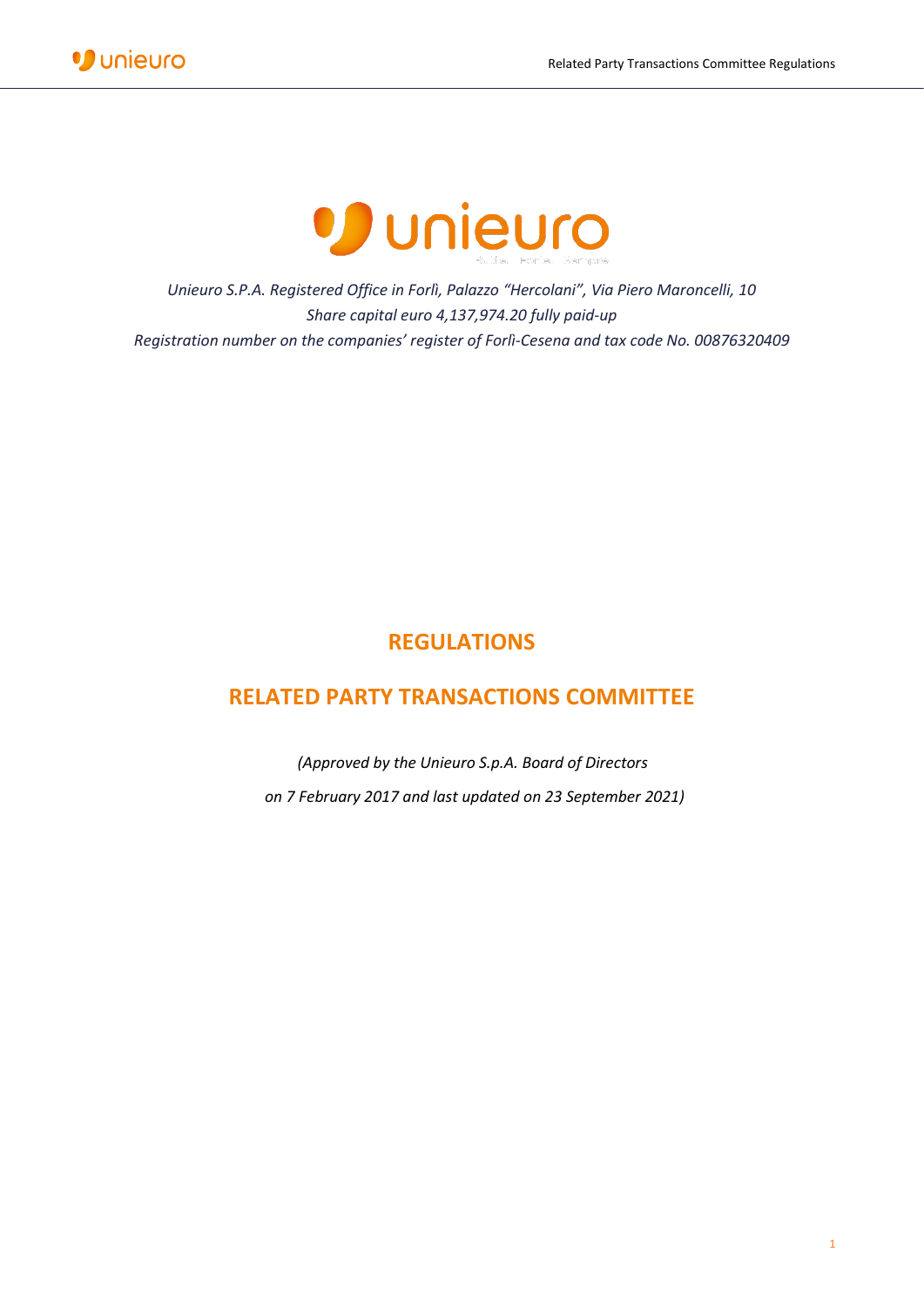*Unieuro S.P.A. Registered Office in Forlì, Palazzo "Hercolani", Via Piero Maroncelli, 10*
*Share capital euro 4,137,974.20 fully paid-up*
*Registration number on the companies' register of Forlì-Cesena and tax code No. 00876320409*

# REGULATIONS

# RELATED PARTY TRANSACTIONS COMMITTEE

*(Approved by the Unieuro S.p.A. Board of Directors*

*on 7 February 2017 and last updated on 23 September 2021)*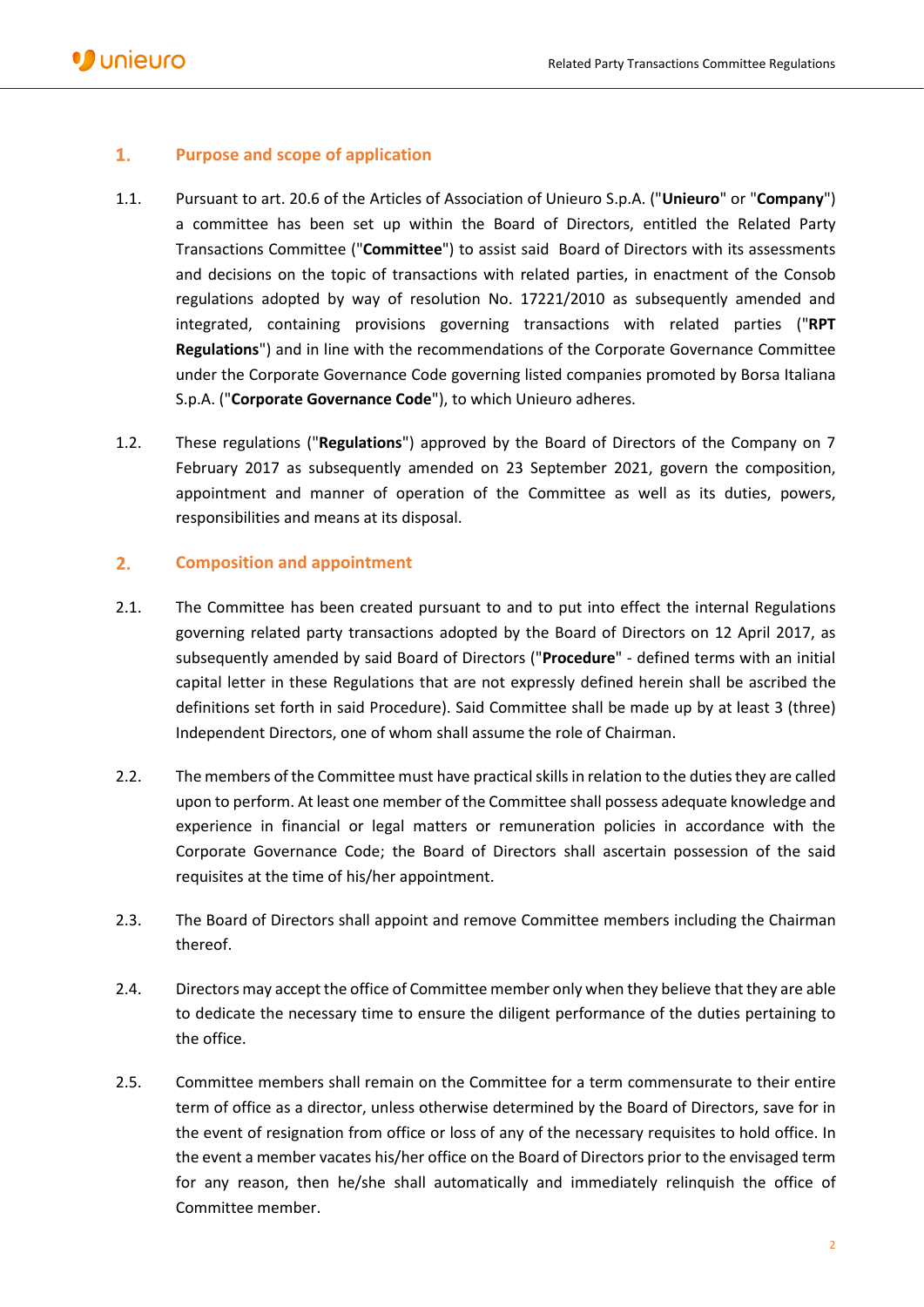## 1. Purpose and scope of application

1.1. Pursuant to art. 20.6 of the Articles of Association of Unieuro S.p.A. ("**Unieuro**" or "**Company**") a committee has been set up within the Board of Directors, entitled the Related Party Transactions Committee ("**Committee**") to assist said Board of Directors with its assessments and decisions on the topic of transactions with related parties, in enactment of the Consob regulations adopted by way of resolution No. 17221/2010 as subsequently amended and integrated, containing provisions governing transactions with related parties ("**RPT Regulations**") and in line with the recommendations of the Corporate Governance Committee under the Corporate Governance Code governing listed companies promoted by Borsa Italiana S.p.A. ("**Corporate Governance Code**"), to which Unieuro adheres.

1.2. These regulations ("**Regulations**") approved by the Board of Directors of the Company on 7 February 2017 as subsequently amended on 23 September 2021, govern the composition, appointment and manner of operation of the Committee as well as its duties, powers, responsibilities and means at its disposal.

## 2. Composition and appointment

2.1. The Committee has been created pursuant to and to put into effect the internal Regulations governing related party transactions adopted by the Board of Directors on 12 April 2017, as subsequently amended by said Board of Directors ("**Procedure**" - defined terms with an initial capital letter in these Regulations that are not expressly defined herein shall be ascribed the definitions set forth in said Procedure). Said Committee shall be made up by at least 3 (three) Independent Directors, one of whom shall assume the role of Chairman.

2.2. The members of the Committee must have practical skills in relation to the duties they are called upon to perform. At least one member of the Committee shall possess adequate knowledge and experience in financial or legal matters or remuneration policies in accordance with the Corporate Governance Code; the Board of Directors shall ascertain possession of the said requisites at the time of his/her appointment.

2.3. The Board of Directors shall appoint and remove Committee members including the Chairman thereof.

2.4. Directors may accept the office of Committee member only when they believe that they are able to dedicate the necessary time to ensure the diligent performance of the duties pertaining to the office.

2.5. Committee members shall remain on the Committee for a term commensurate to their entire term of office as a director, unless otherwise determined by the Board of Directors, save for in the event of resignation from office or loss of any of the necessary requisites to hold office. In the event a member vacates his/her office on the Board of Directors prior to the envisaged term for any reason, then he/she shall automatically and immediately relinquish the office of Committee member.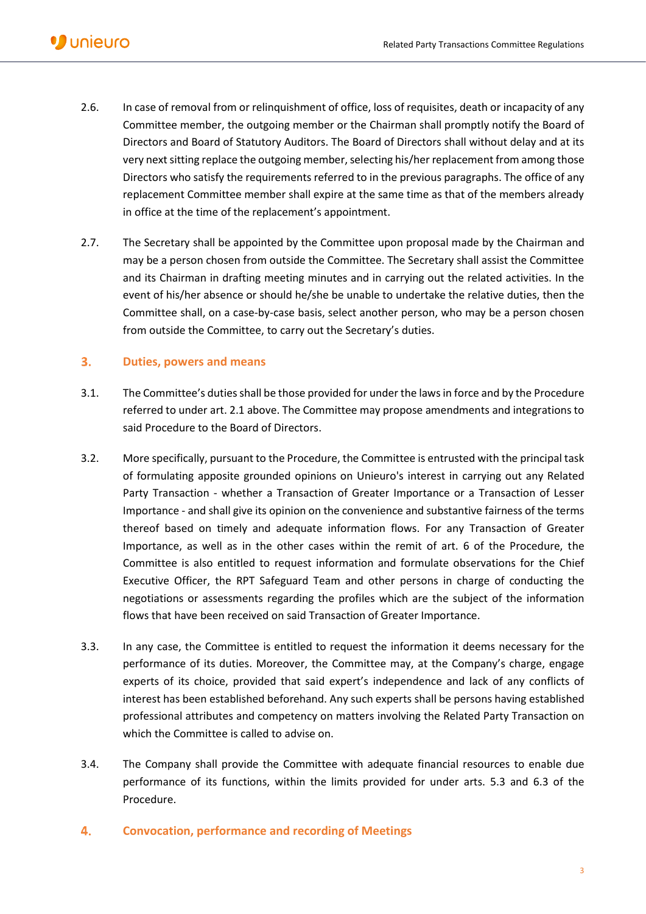2.6. In case of removal from or relinquishment of office, loss of requisites, death or incapacity of any Committee member, the outgoing member or the Chairman shall promptly notify the Board of Directors and Board of Statutory Auditors. The Board of Directors shall without delay and at its very next sitting replace the outgoing member, selecting his/her replacement from among those Directors who satisfy the requirements referred to in the previous paragraphs. The office of any replacement Committee member shall expire at the same time as that of the members already in office at the time of the replacement's appointment.

2.7. The Secretary shall be appointed by the Committee upon proposal made by the Chairman and may be a person chosen from outside the Committee. The Secretary shall assist the Committee and its Chairman in drafting meeting minutes and in carrying out the related activities. In the event of his/her absence or should he/she be unable to undertake the relative duties, then the Committee shall, on a case-by-case basis, select another person, who may be a person chosen from outside the Committee, to carry out the Secretary's duties.

## 3. Duties, powers and means

3.1. The Committee's duties shall be those provided for under the laws in force and by the Procedure referred to under art. 2.1 above. The Committee may propose amendments and integrations to said Procedure to the Board of Directors.

3.2. More specifically, pursuant to the Procedure, the Committee is entrusted with the principal task of formulating apposite grounded opinions on Unieuro's interest in carrying out any Related Party Transaction - whether a Transaction of Greater Importance or a Transaction of Lesser Importance - and shall give its opinion on the convenience and substantive fairness of the terms thereof based on timely and adequate information flows. For any Transaction of Greater Importance, as well as in the other cases within the remit of art. 6 of the Procedure, the Committee is also entitled to request information and formulate observations for the Chief Executive Officer, the RPT Safeguard Team and other persons in charge of conducting the negotiations or assessments regarding the profiles which are the subject of the information flows that have been received on said Transaction of Greater Importance.

3.3. In any case, the Committee is entitled to request the information it deems necessary for the performance of its duties. Moreover, the Committee may, at the Company's charge, engage experts of its choice, provided that said expert's independence and lack of any conflicts of interest has been established beforehand. Any such experts shall be persons having established professional attributes and competency on matters involving the Related Party Transaction on which the Committee is called to advise on.

3.4. The Company shall provide the Committee with adequate financial resources to enable due performance of its functions, within the limits provided for under arts. 5.3 and 6.3 of the Procedure.

## 4. Convocation, performance and recording of Meetings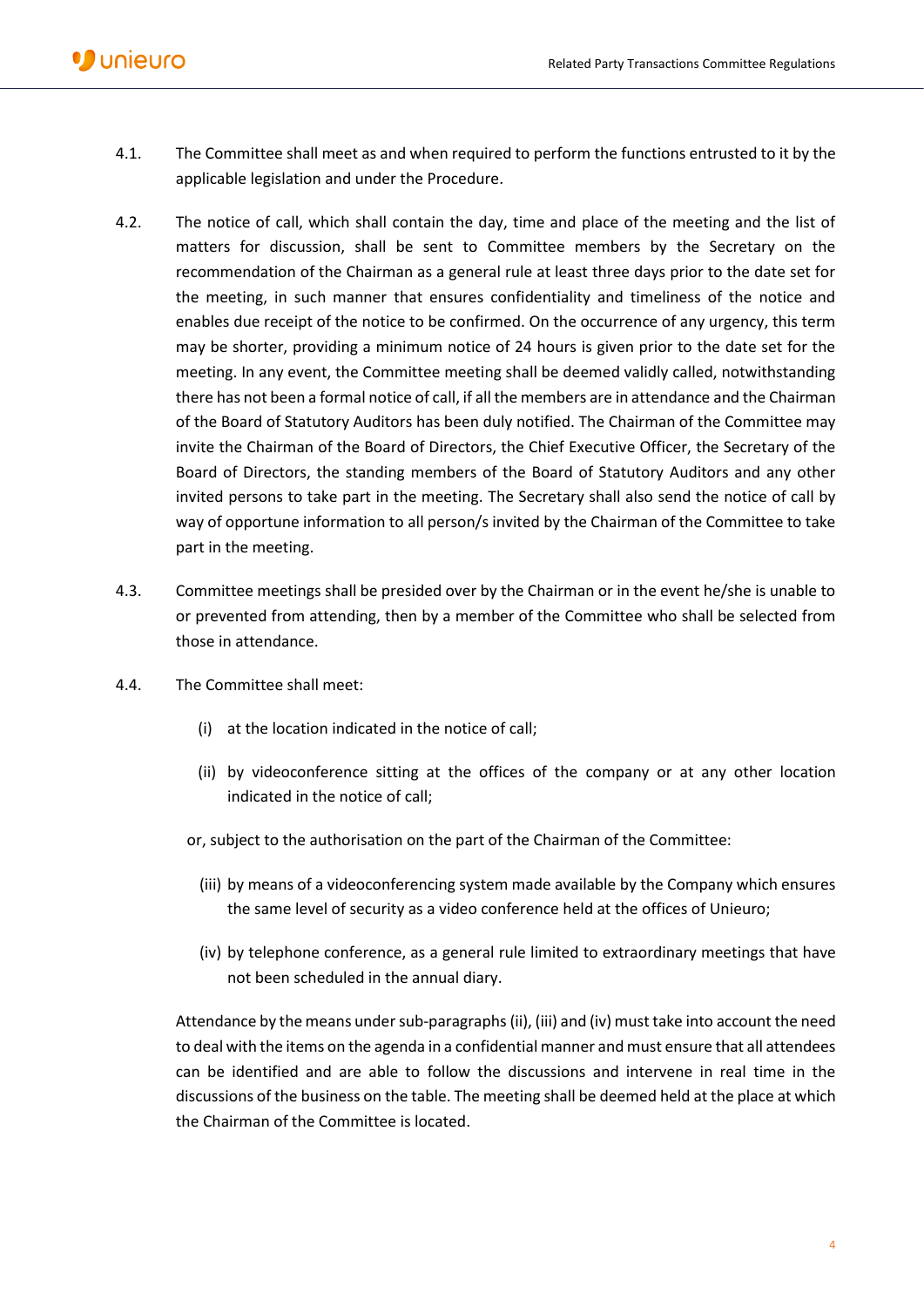4.1. The Committee shall meet as and when required to perform the functions entrusted to it by the applicable legislation and under the Procedure.

4.2. The notice of call, which shall contain the day, time and place of the meeting and the list of matters for discussion, shall be sent to Committee members by the Secretary on the recommendation of the Chairman as a general rule at least three days prior to the date set for the meeting, in such manner that ensures confidentiality and timeliness of the notice and enables due receipt of the notice to be confirmed. On the occurrence of any urgency, this term may be shorter, providing a minimum notice of 24 hours is given prior to the date set for the meeting. In any event, the Committee meeting shall be deemed validly called, notwithstanding there has not been a formal notice of call, if all the members are in attendance and the Chairman of the Board of Statutory Auditors has been duly notified. The Chairman of the Committee may invite the Chairman of the Board of Directors, the Chief Executive Officer, the Secretary of the Board of Directors, the standing members of the Board of Statutory Auditors and any other invited persons to take part in the meeting. The Secretary shall also send the notice of call by way of opportune information to all person/s invited by the Chairman of the Committee to take part in the meeting.

4.3. Committee meetings shall be presided over by the Chairman or in the event he/she is unable to or prevented from attending, then by a member of the Committee who shall be selected from those in attendance.

4.4. The Committee shall meet:

(i) at the location indicated in the notice of call;

(ii) by videoconference sitting at the offices of the company or at any other location indicated in the notice of call;

or, subject to the authorisation on the part of the Chairman of the Committee:

(iii) by means of a videoconferencing system made available by the Company which ensures the same level of security as a video conference held at the offices of Unieuro;

(iv) by telephone conference, as a general rule limited to extraordinary meetings that have not been scheduled in the annual diary.

Attendance by the means under sub-paragraphs (ii), (iii) and (iv) must take into account the need to deal with the items on the agenda in a confidential manner and must ensure that all attendees can be identified and are able to follow the discussions and intervene in real time in the discussions of the business on the table. The meeting shall be deemed held at the place at which the Chairman of the Committee is located.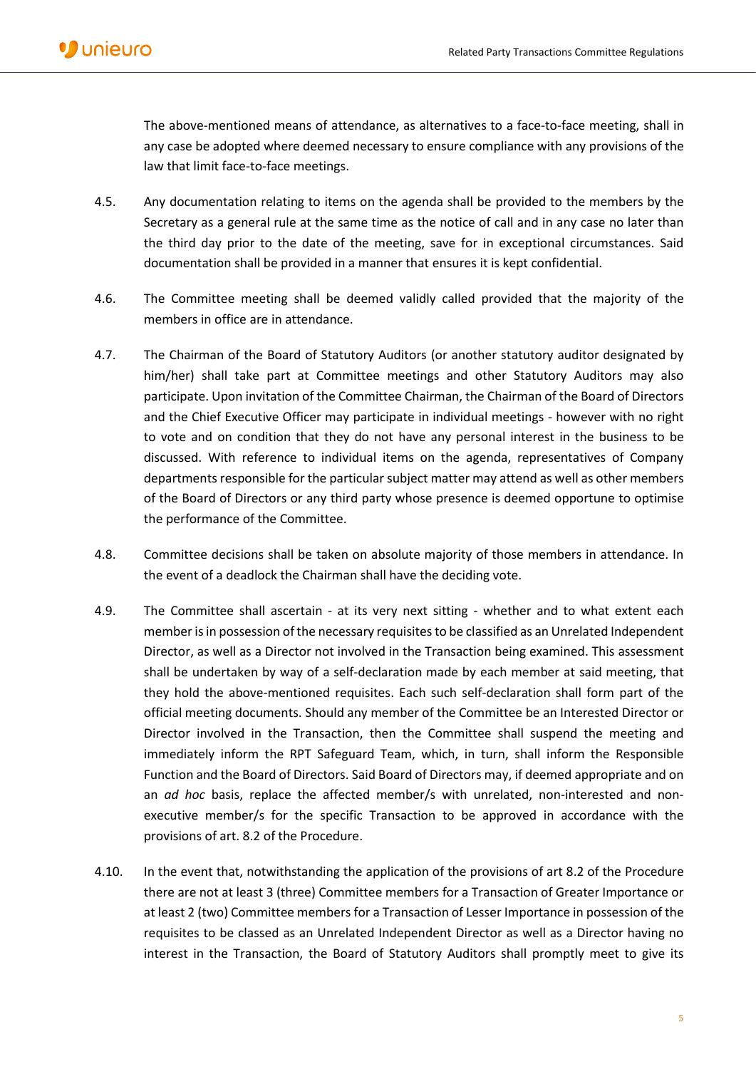The above-mentioned means of attendance, as alternatives to a face-to-face meeting, shall in any case be adopted where deemed necessary to ensure compliance with any provisions of the law that limit face-to-face meetings.

4.5. Any documentation relating to items on the agenda shall be provided to the members by the Secretary as a general rule at the same time as the notice of call and in any case no later than the third day prior to the date of the meeting, save for in exceptional circumstances. Said documentation shall be provided in a manner that ensures it is kept confidential.

4.6. The Committee meeting shall be deemed validly called provided that the majority of the members in office are in attendance.

4.7. The Chairman of the Board of Statutory Auditors (or another statutory auditor designated by him/her) shall take part at Committee meetings and other Statutory Auditors may also participate. Upon invitation of the Committee Chairman, the Chairman of the Board of Directors and the Chief Executive Officer may participate in individual meetings - however with no right to vote and on condition that they do not have any personal interest in the business to be discussed. With reference to individual items on the agenda, representatives of Company departments responsible for the particular subject matter may attend as well as other members of the Board of Directors or any third party whose presence is deemed opportune to optimise the performance of the Committee.

4.8. Committee decisions shall be taken on absolute majority of those members in attendance. In the event of a deadlock the Chairman shall have the deciding vote.

4.9. The Committee shall ascertain - at its very next sitting - whether and to what extent each member is in possession of the necessary requisites to be classified as an Unrelated Independent Director, as well as a Director not involved in the Transaction being examined. This assessment shall be undertaken by way of a self-declaration made by each member at said meeting, that they hold the above-mentioned requisites. Each such self-declaration shall form part of the official meeting documents. Should any member of the Committee be an Interested Director or Director involved in the Transaction, then the Committee shall suspend the meeting and immediately inform the RPT Safeguard Team, which, in turn, shall inform the Responsible Function and the Board of Directors. Said Board of Directors may, if deemed appropriate and on an *ad hoc* basis, replace the affected member/s with unrelated, non-interested and non-executive member/s for the specific Transaction to be approved in accordance with the provisions of art. 8.2 of the Procedure.

4.10. In the event that, notwithstanding the application of the provisions of art 8.2 of the Procedure there are not at least 3 (three) Committee members for a Transaction of Greater Importance or at least 2 (two) Committee members for a Transaction of Lesser Importance in possession of the requisites to be classed as an Unrelated Independent Director as well as a Director having no interest in the Transaction, the Board of Statutory Auditors shall promptly meet to give its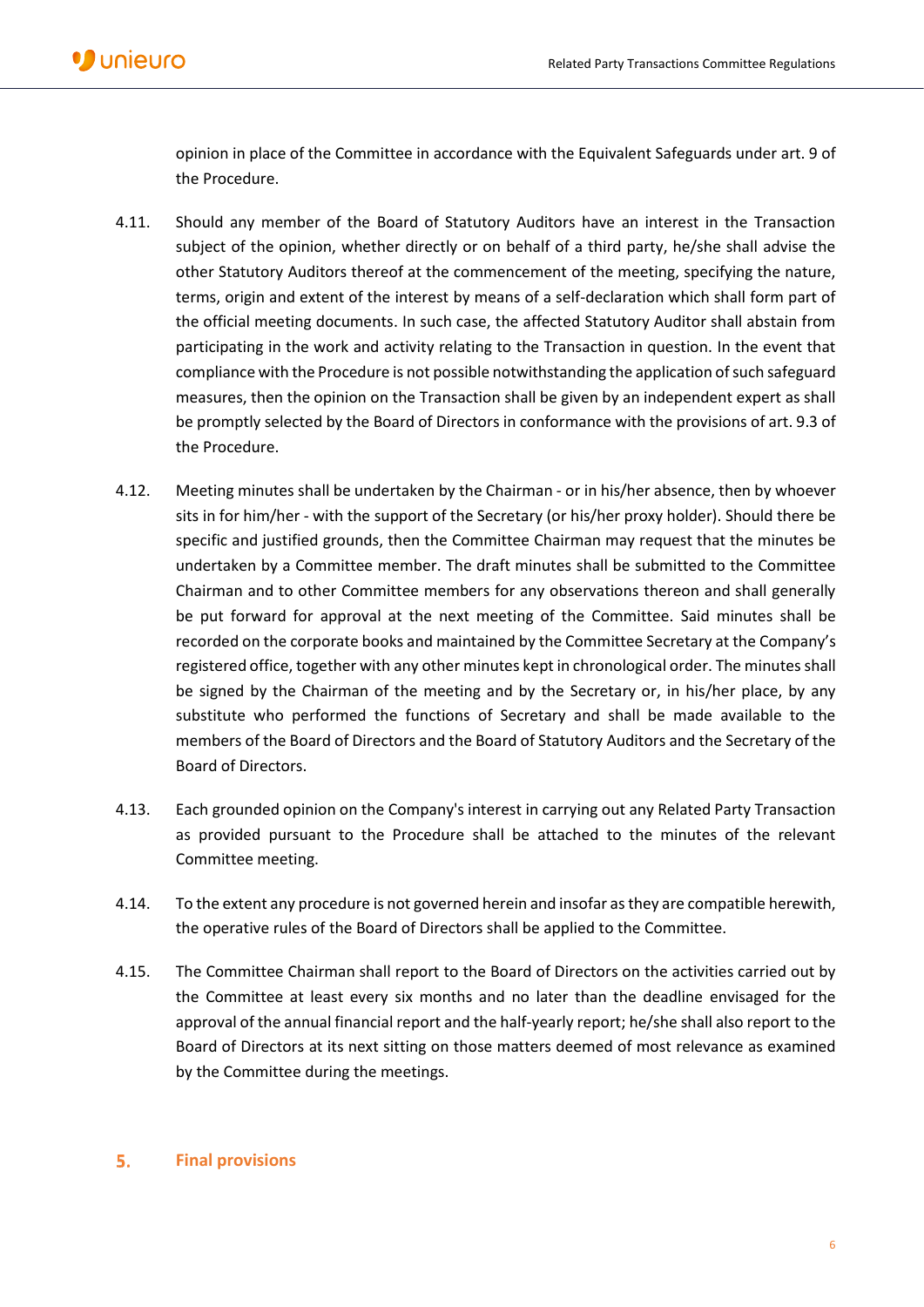opinion in place of the Committee in accordance with the Equivalent Safeguards under art. 9 of the Procedure.

4.11. Should any member of the Board of Statutory Auditors have an interest in the Transaction subject of the opinion, whether directly or on behalf of a third party, he/she shall advise the other Statutory Auditors thereof at the commencement of the meeting, specifying the nature, terms, origin and extent of the interest by means of a self-declaration which shall form part of the official meeting documents. In such case, the affected Statutory Auditor shall abstain from participating in the work and activity relating to the Transaction in question. In the event that compliance with the Procedure is not possible notwithstanding the application of such safeguard measures, then the opinion on the Transaction shall be given by an independent expert as shall be promptly selected by the Board of Directors in conformance with the provisions of art. 9.3 of the Procedure.

4.12. Meeting minutes shall be undertaken by the Chairman - or in his/her absence, then by whoever sits in for him/her - with the support of the Secretary (or his/her proxy holder). Should there be specific and justified grounds, then the Committee Chairman may request that the minutes be undertaken by a Committee member. The draft minutes shall be submitted to the Committee Chairman and to other Committee members for any observations thereon and shall generally be put forward for approval at the next meeting of the Committee. Said minutes shall be recorded on the corporate books and maintained by the Committee Secretary at the Company's registered office, together with any other minutes kept in chronological order. The minutes shall be signed by the Chairman of the meeting and by the Secretary or, in his/her place, by any substitute who performed the functions of Secretary and shall be made available to the members of the Board of Directors and the Board of Statutory Auditors and the Secretary of the Board of Directors.

4.13. Each grounded opinion on the Company's interest in carrying out any Related Party Transaction as provided pursuant to the Procedure shall be attached to the minutes of the relevant Committee meeting.

4.14. To the extent any procedure is not governed herein and insofar as they are compatible herewith, the operative rules of the Board of Directors shall be applied to the Committee.

4.15. The Committee Chairman shall report to the Board of Directors on the activities carried out by the Committee at least every six months and no later than the deadline envisaged for the approval of the annual financial report and the half-yearly report; he/she shall also report to the Board of Directors at its next sitting on those matters deemed of most relevance as examined by the Committee during the meetings.

## 5. Final provisions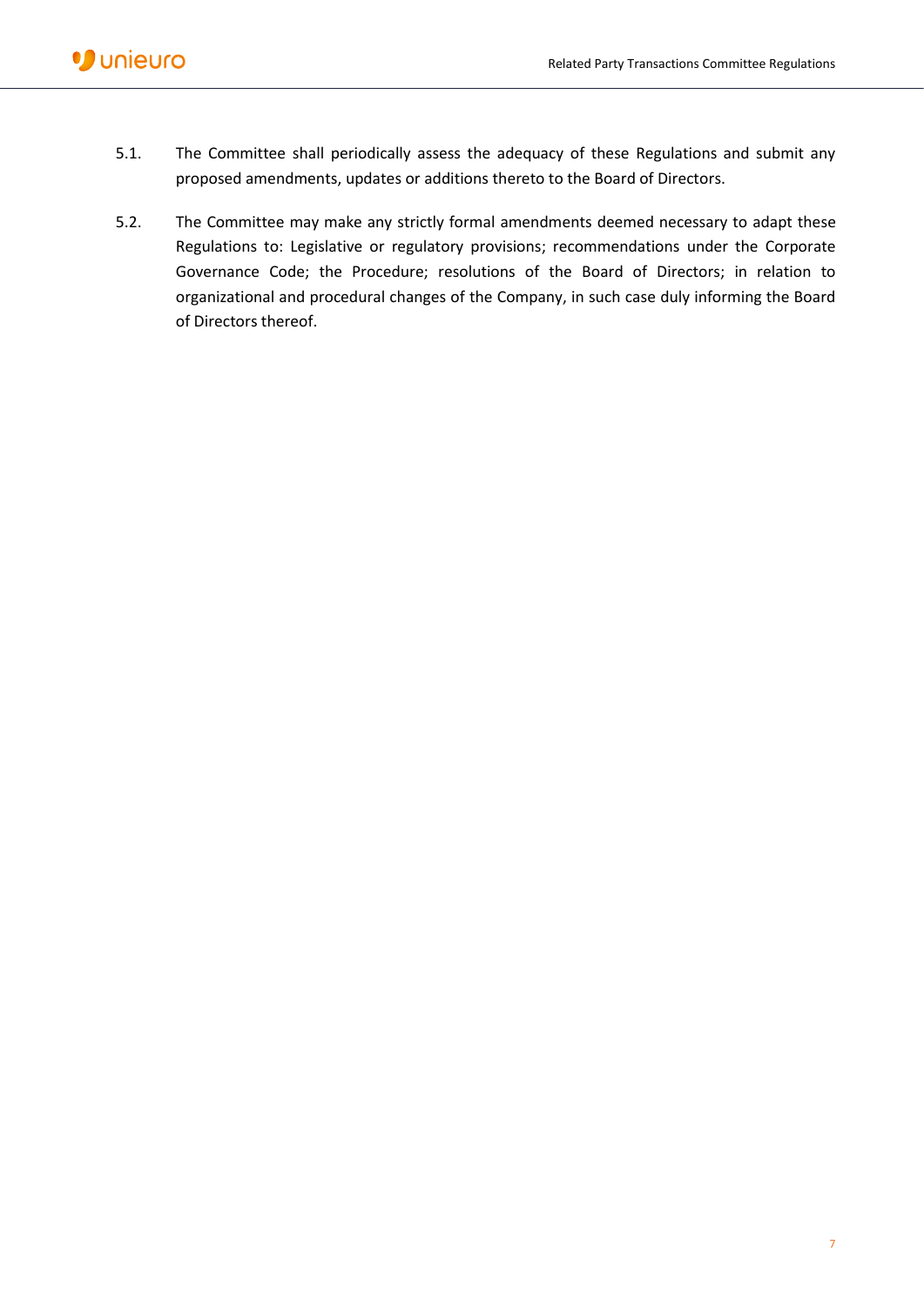5.1. The Committee shall periodically assess the adequacy of these Regulations and submit any proposed amendments, updates or additions thereto to the Board of Directors.

5.2. The Committee may make any strictly formal amendments deemed necessary to adapt these Regulations to: Legislative or regulatory provisions; recommendations under the Corporate Governance Code; the Procedure; resolutions of the Board of Directors; in relation to organizational and procedural changes of the Company, in such case duly informing the Board of Directors thereof.